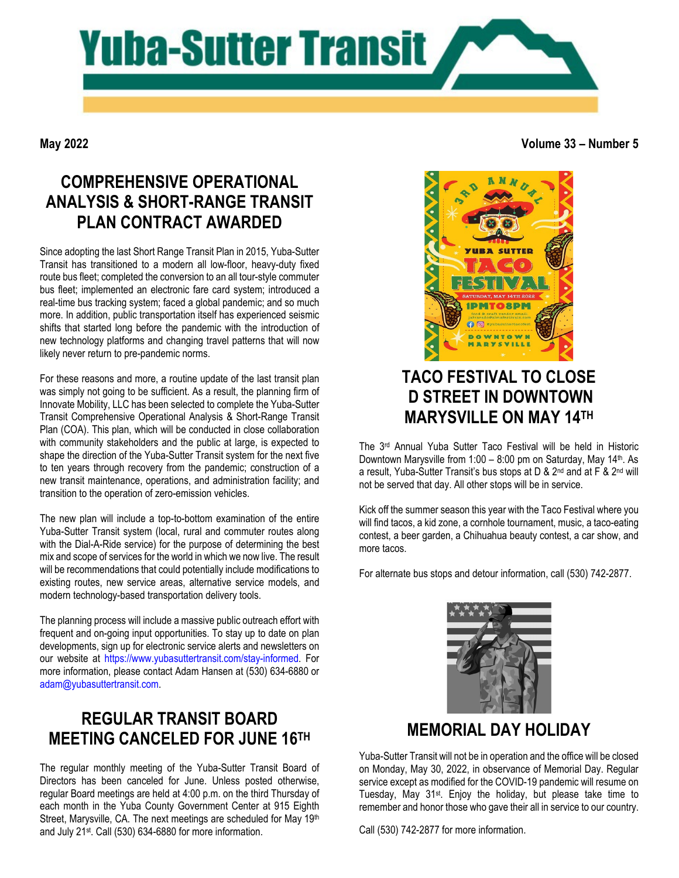# Yuba-Sutter Transit

**May 2022** **Volume 33 – Number 5**

## COMPREHENSIVE OPERATIONAL ANALYSIS & SHORT-RANGE TRANSIT PLAN CONTRACT AWARDED

Since adopting the last Short Range Transit Plan in 2015, Yuba-Sutter Transit has transitioned to a modern all low-floor, heavy-duty fixed route bus fleet; completed the conversion to an all tour-style commuter bus fleet; implemented an electronic fare card system; introduced a real-time bus tracking system; faced a global pandemic; and so much more. In addition, public transportation itself has experienced seismic shifts that started long before the pandemic with the introduction of new technology platforms and changing travel patterns that will now likely never return to pre-pandemic norms.

For these reasons and more, a routine update of the last transit plan was simply not going to be sufficient. As a result, the planning firm of Innovate Mobility, LLC has been selected to complete the Yuba-Sutter Transit Comprehensive Operational Analysis & Short-Range Transit Plan (COA). This plan, which will be conducted in close collaboration with community stakeholders and the public at large, is expected to shape the direction of the Yuba-Sutter Transit system for the next five to ten years through recovery from the pandemic; construction of a new transit maintenance, operations, and administration facility; and transition to the operation of zero-emission vehicles.

The new plan will include a top-to-bottom examination of the entire Yuba-Sutter Transit system (local, rural and commuter routes along with the Dial-A-Ride service) for the purpose of determining the best mix and scope of services for the world in which we now live. The result will be recommendations that could potentially include modifications to existing routes, new service areas, alternative service models, and modern technology-based transportation delivery tools.

The planning process will include a massive public outreach effort with frequent and on-going input opportunities. To stay up to date on plan developments, sign up for electronic service alerts and newsletters on our website at https://www.yubasuttertransit.com/stay-informed. For more information, please contact Adam Hansen at (530) 634-6880 or adam@yubasuttertransit.com.

## REGULAR TRANSIT BOARD MEETING CANCELED FOR JUNE 16TH

The regular monthly meeting of the Yuba-Sutter Transit Board of Directors has been canceled for June. Unless posted otherwise, regular Board meetings are held at 4:00 p.m. on the third Thursday of each month in the Yuba County Government Center at 915 Eighth Street, Marysville, CA. The next meetings are scheduled for May 19th and July 21st. Call (530) 634-6880 for more information.

## TACO FESTIVAL TO CLOSE D STREET IN DOWNTOWN MARYSVILLE ON MAY 14TH

The 3rd Annual Yuba Sutter Taco Festival will be held in Historic Downtown Marysville from 1:00 – 8:00 pm on Saturday, May 14th. As a result, Yuba-Sutter Transit's bus stops at D & 2nd and at F & 2nd will not be served that day. All other stops will be in service.

Kick off the summer season this year with the Taco Festival where you will find tacos, a kid zone, a cornhole tournament, music, a taco-eating contest, a beer garden, a Chihuahua beauty contest, a car show, and more tacos.

For alternate bus stops and detour information, call (530) 742-2877.

## MEMORIAL DAY HOLIDAY

Yuba-Sutter Transit will not be in operation and the office will be closed on Monday, May 30, 2022, in observance of Memorial Day. Regular service except as modified for the COVID-19 pandemic will resume on Tuesday, May 31st. Enjoy the holiday, but please take time to remember and honor those who gave their all in service to our country.

Call (530) 742-2877 for more information.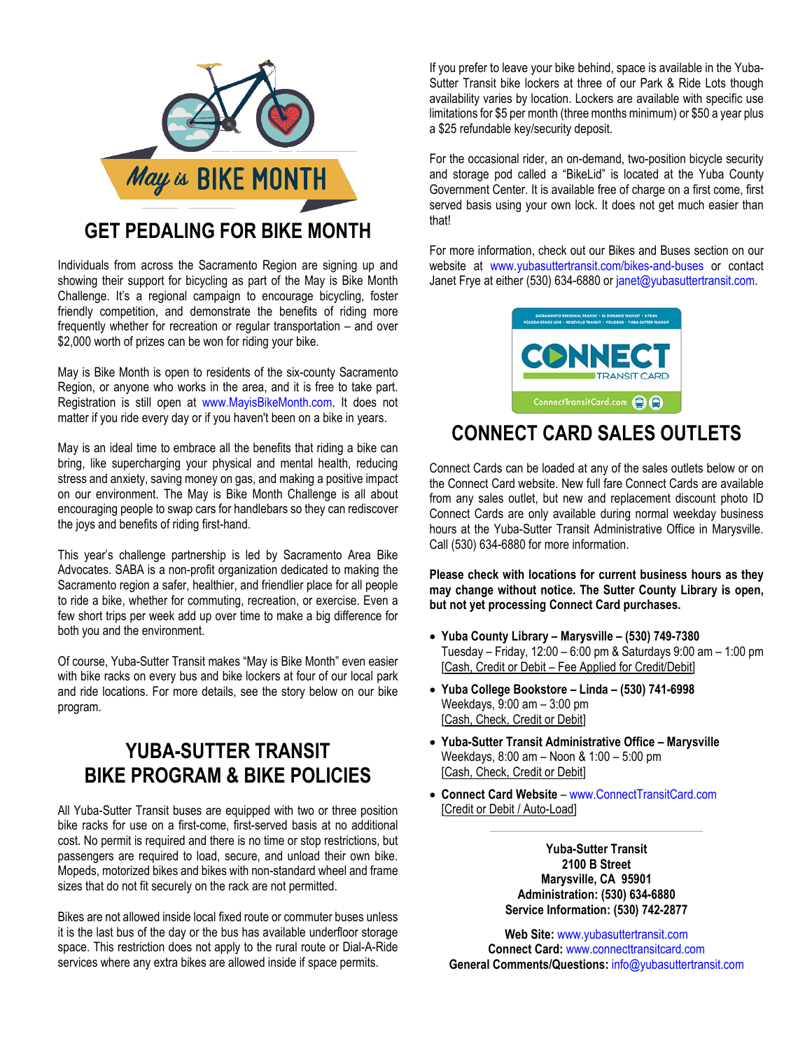## GET PEDALING FOR BIKE MONTH

Individuals from across the Sacramento Region are signing up and showing their support for bicycling as part of the May is Bike Month Challenge. It's a regional campaign to encourage bicycling, foster friendly competition, and demonstrate the benefits of riding more frequently whether for recreation or regular transportation – and over $2,000 worth of prizes can be won for riding your bike.

May is Bike Month is open to residents of the six-county Sacramento Region, or anyone who works in the area, and it is free to take part. Registration is still open at www.MayisBikeMonth.com. It does not matter if you ride every day or if you haven't been on a bike in years.

May is an ideal time to embrace all the benefits that riding a bike can bring, like supercharging your physical and mental health, reducing stress and anxiety, saving money on gas, and making a positive impact on our environment. The May is Bike Month Challenge is all about encouraging people to swap cars for handlebars so they can rediscover the joys and benefits of riding first-hand.

This year's challenge partnership is led by Sacramento Area Bike Advocates. SABA is a non-profit organization dedicated to making the Sacramento region a safer, healthier, and friendlier place for all people to ride a bike, whether for commuting, recreation, or exercise. Even a few short trips per week add up over time to make a big difference for both you and the environment.

Of course, Yuba-Sutter Transit makes "May is Bike Month" even easier with bike racks on every bus and bike lockers at four of our local park and ride locations. For more details, see the story below on our bike program.

## YUBA-SUTTER TRANSIT BIKE PROGRAM & BIKE POLICIES

All Yuba-Sutter Transit buses are equipped with two or three position bike racks for use on a first-come, first-served basis at no additional cost. No permit is required and there is no time or stop restrictions, but passengers are required to load, secure, and unload their own bike. Mopeds, motorized bikes and bikes with non-standard wheel and frame sizes that do not fit securely on the rack are not permitted.

Bikes are not allowed inside local fixed route or commuter buses unless it is the last bus of the day or the bus has available underfloor storage space. This restriction does not apply to the rural route or Dial-A-Ride services where any extra bikes are allowed inside if space permits.

If you prefer to leave your bike behind, space is available in the Yuba-Sutter Transit bike lockers at three of our Park & Ride Lots though availability varies by location. Lockers are available with specific use limitations for $5 per month (three months minimum) or $50 a year plus a $25 refundable key/security deposit.

For the occasional rider, an on-demand, two-position bicycle security and storage pod called a "BikeLid" is located at the Yuba County Government Center. It is available free of charge on a first come, first served basis using your own lock. It does not get much easier than that!

For more information, check out our Bikes and Buses section on our website at www.yubasuttertransit.com/bikes-and-buses or contact Janet Frye at either (530) 634-6880 or janet@yubasuttertransit.com.

## CONNECT CARD SALES OUTLETS

Connect Cards can be loaded at any of the sales outlets below or on the Connect Card website. New full fare Connect Cards are available from any sales outlet, but new and replacement discount photo ID Connect Cards are only available during normal weekday business hours at the Yuba-Sutter Transit Administrative Office in Marysville. Call (530) 634-6880 for more information.

**Please check with locations for current business hours as they may change without notice. The Sutter County Library is open, but not yet processing Connect Card purchases.**

- **Yuba County Library – Marysville – (530) 749-7380**
  Tuesday – Friday, 12:00 – 6:00 pm & Saturdays 9:00 am – 1:00 pm
  [Cash, Credit or Debit – Fee Applied for Credit/Debit]
- **Yuba College Bookstore – Linda – (530) 741-6998**
  Weekdays, 9:00 am – 3:00 pm
  [Cash, Check, Credit or Debit]
- **Yuba-Sutter Transit Administrative Office – Marysville**
  Weekdays, 8:00 am – Noon & 1:00 – 5:00 pm
  [Cash, Check, Credit or Debit]
- **Connect Card Website** – www.ConnectTransitCard.com
  [Credit or Debit / Auto-Load]

**Yuba-Sutter Transit**
**2100 B Street**
**Marysville, CA 95901**
**Administration: (530) 634-6880**
**Service Information: (530) 742-2877**

**Web Site:** www.yubasuttertransit.com
**Connect Card:** www.connecttransitcard.com
**General Comments/Questions:** info@yubasuttertransit.com